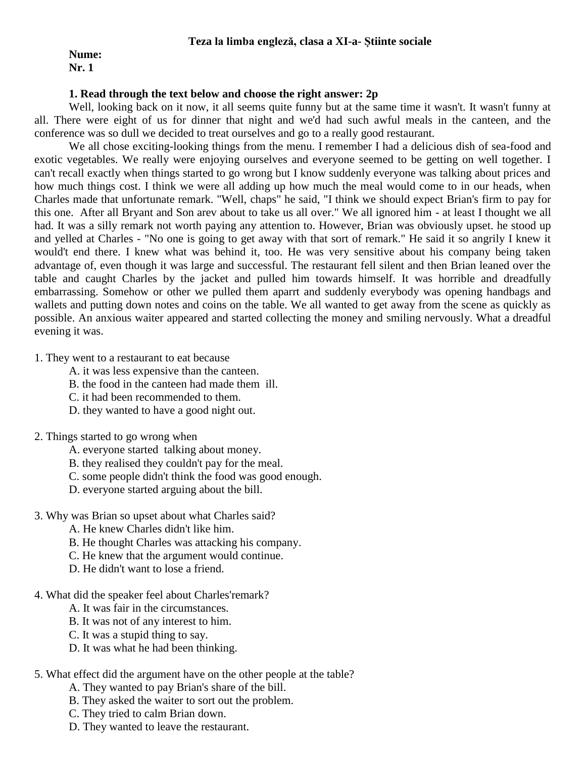**Teza la limba engleză, clasa a XI-a- Științe sociale**

**Nume:**
**Nr. 1**

**1. Read through the text below and choose the right answer: 2p**

Well, looking back on it now, it all seems quite funny but at the same time it wasn't. It wasn't funny at all. There were eight of us for dinner that night and we'd had such awful meals in the canteen, and the conference was so dull we decided to treat ourselves and go to a really good restaurant.

We all chose exciting-looking things from the menu. I remember I had a delicious dish of sea-food and exotic vegetables. We really were enjoying ourselves and everyone seemed to be getting on well together. I can't recall exactly when things started to go wrong but I know suddenly everyone was talking about prices and how much things cost. I think we were all adding up how much the meal would come to in our heads, when Charles made that unfortunate remark. "Well, chaps" he said, "I think we should expect Brian's firm to pay for this one. After all Bryant and Son arev about to take us all over." We all ignored him - at least I thought we all had. It was a silly remark not worth paying any attention to. However, Brian was obviously upset. he stood up and yelled at Charles - "No one is going to get away with that sort of remark." He said it so angrily I knew it would't end there. I knew what was behind it, too. He was very sensitive about his company being taken advantage of, even though it was large and successful. The restaurant fell silent and then Brian leaned over the table and caught Charles by the jacket and pulled him towards himself. It was horrible and dreadfully embarrassing. Somehow or other we pulled them aparrt and suddenly everybody was opening handbags and wallets and putting down notes and coins on the table. We all wanted to get away from the scene as quickly as possible. An anxious waiter appeared and started collecting the money and smiling nervously. What a dreadful evening it was.

1. They went to a restaurant to eat because
   - A. it was less expensive than the canteen.
   - B. the food in the canteen had made them ill.
   - C. it had been recommended to them.
   - D. they wanted to have a good night out.

2. Things started to go wrong when
   - A. everyone started talking about money.
   - B. they realised they couldn't pay for the meal.
   - C. some people didn't think the food was good enough.
   - D. everyone started arguing about the bill.

3. Why was Brian so upset about what Charles said?
   - A. He knew Charles didn't like him.
   - B. He thought Charles was attacking his company.
   - C. He knew that the argument would continue.
   - D. He didn't want to lose a friend.

4. What did the speaker feel about Charles'remark?
   - A. It was fair in the circumstances.
   - B. It was not of any interest to him.
   - C. It was a stupid thing to say.
   - D. It was what he had been thinking.

5. What effect did the argument have on the other people at the table?
   - A. They wanted to pay Brian's share of the bill.
   - B. They asked the waiter to sort out the problem.
   - C. They tried to calm Brian down.
   - D. They wanted to leave the restaurant.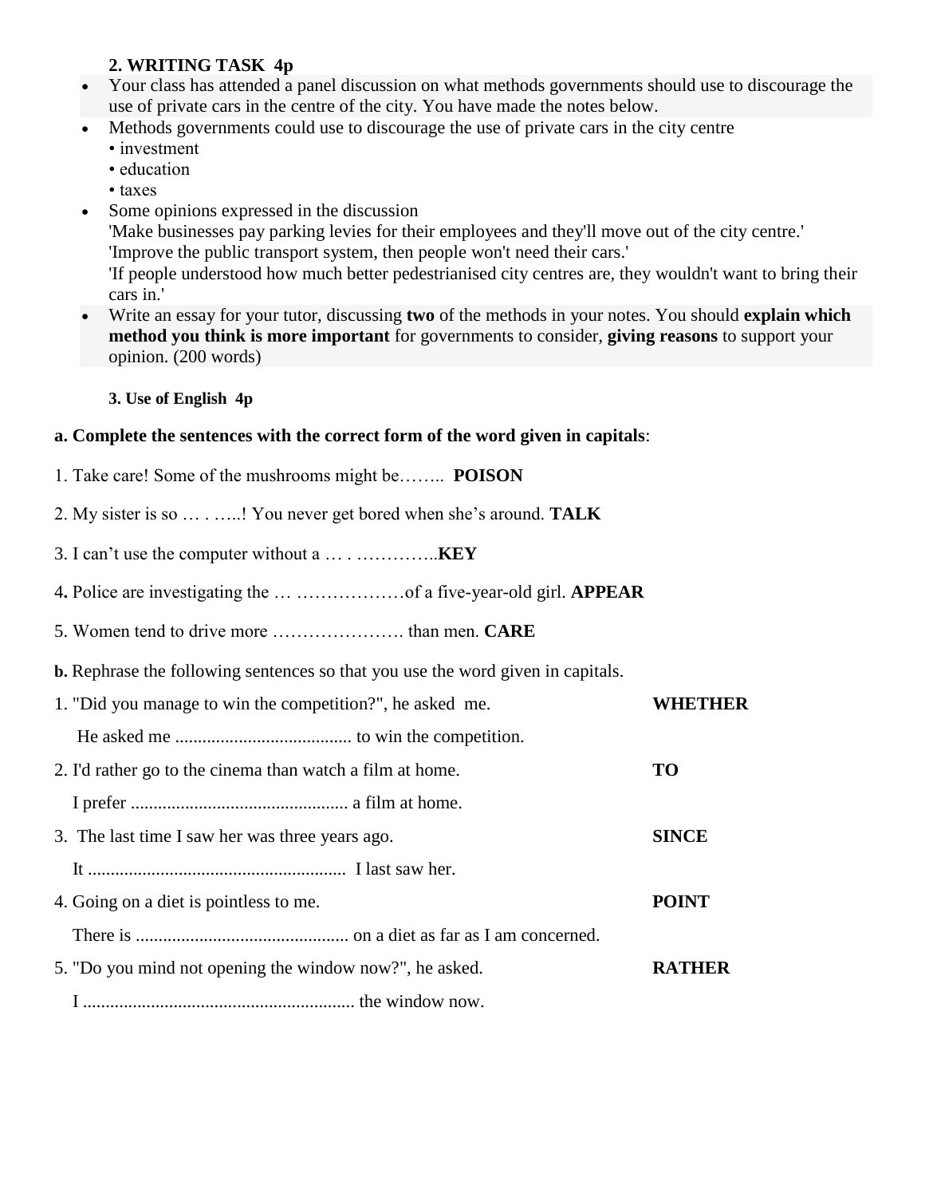### 2. WRITING TASK 4p

- Your class has attended a panel discussion on what methods governments should use to discourage the use of private cars in the centre of the city. You have made the notes below.
- Methods governments could use to discourage the use of private cars in the city centre
  • investment
  • education
  • taxes
- Some opinions expressed in the discussion
  'Make businesses pay parking levies for their employees and they'll move out of the city centre.'
  'Improve the public transport system, then people won't need their cars.'
  'If people understood how much better pedestrianised city centres are, they wouldn't want to bring their cars in.'
- Write an essay for your tutor, discussing **two** of the methods in your notes. You should **explain which method you think is more important** for governments to consider, **giving reasons** to support your opinion. (200 words)

### 3. Use of English 4p

**a. Complete the sentences with the correct form of the word given in capitals**:

1. Take care! Some of the mushrooms might be…….. **POISON**

2. My sister is so … . …..! You never get bored when she's around. **TALK**

3. I can't use the computer without a … . …………..**KEY**

4. Police are investigating the … ………………of a five-year-old girl. **APPEAR**

5. Women tend to drive more …………………. than men. **CARE**

**b.** Rephrase the following sentences so that you use the word given in capitals.

1. "Did you manage to win the competition?", he asked me. **WHETHER**
   He asked me ...................................... to win the competition.
2. I'd rather go to the cinema than watch a film at home. **TO**
   I prefer ................................................ a film at home.
3. The last time I saw her was three years ago. **SINCE**
   It ........................................................ I last saw her.
4. Going on a diet is pointless to me. **POINT**
   There is .............................................. on a diet as far as I am concerned.
5. "Do you mind not opening the window now?", he asked. **RATHER**
   I ........................................................... the window now.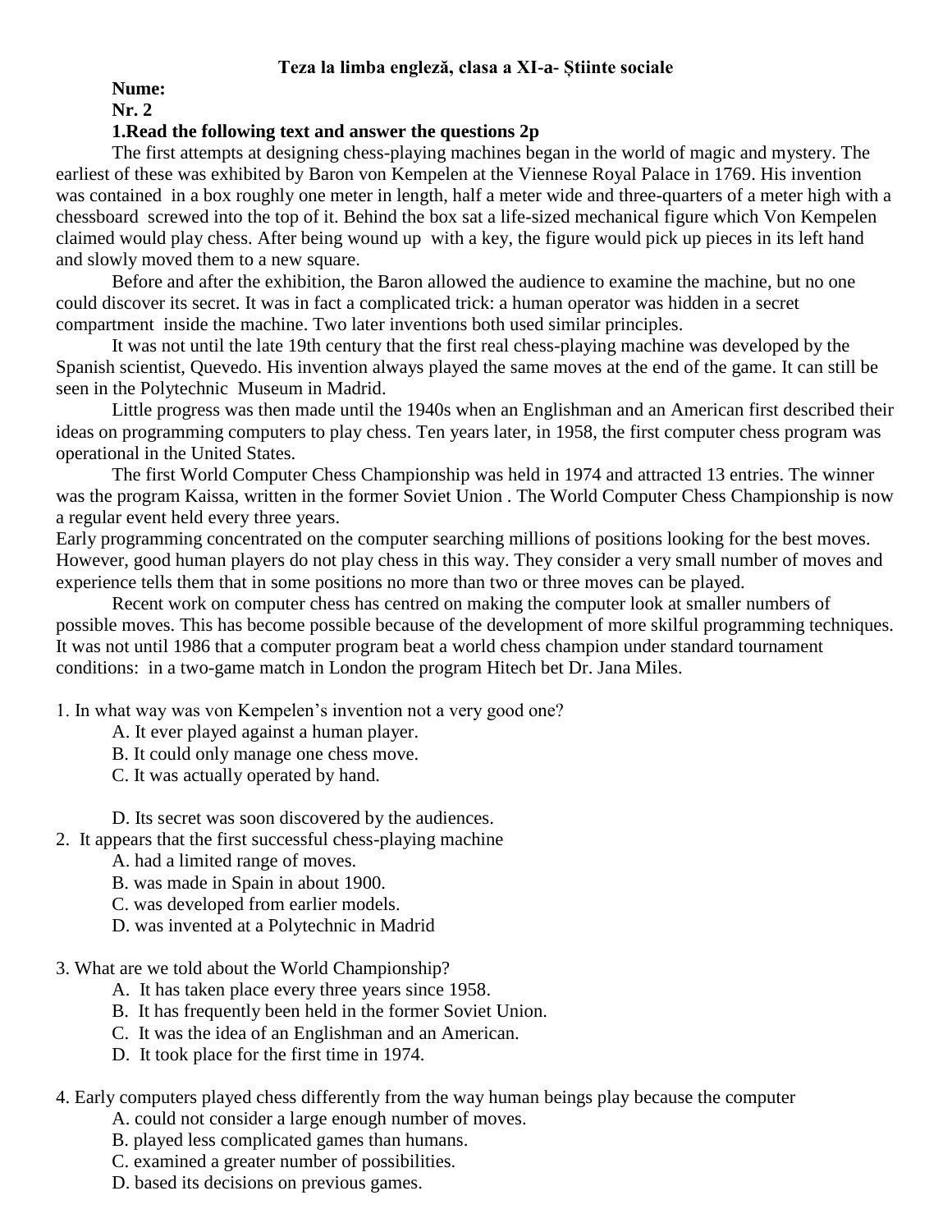**Teza la limba engleză, clasa a XI-a- Științe sociale**

**Nume:**

**Nr. 2**

**1.Read the following text and answer the questions 2p**

The first attempts at designing chess-playing machines began in the world of magic and mystery. The earliest of these was exhibited by Baron von Kempelen at the Viennese Royal Palace in 1769. His invention was contained in a box roughly one meter in length, half a meter wide and three-quarters of a meter high with a chessboard screwed into the top of it. Behind the box sat a life-sized mechanical figure which Von Kempelen claimed would play chess. After being wound up with a key, the figure would pick up pieces in its left hand and slowly moved them to a new square.

Before and after the exhibition, the Baron allowed the audience to examine the machine, but no one could discover its secret. It was in fact a complicated trick: a human operator was hidden in a secret compartment inside the machine. Two later inventions both used similar principles.

It was not until the late 19th century that the first real chess-playing machine was developed by the Spanish scientist, Quevedo. His invention always played the same moves at the end of the game. It can still be seen in the Polytechnic Museum in Madrid.

Little progress was then made until the 1940s when an Englishman and an American first described their ideas on programming computers to play chess. Ten years later, in 1958, the first computer chess program was operational in the United States.

The first World Computer Chess Championship was held in 1974 and attracted 13 entries. The winner was the program Kaissa, written in the former Soviet Union . The World Computer Chess Championship is now a regular event held every three years.

Early programming concentrated on the computer searching millions of positions looking for the best moves. However, good human players do not play chess in this way. They consider a very small number of moves and experience tells them that in some positions no more than two or three moves can be played.

Recent work on computer chess has centred on making the computer look at smaller numbers of possible moves. This has become possible because of the development of more skilful programming techniques. It was not until 1986 that a computer program beat a world chess champion under standard tournament conditions: in a two-game match in London the program Hitech bet Dr. Jana Miles.

1. In what way was von Kempelen's invention not a very good one?
   - A. It ever played against a human player.
   - B. It could only manage one chess move.
   - C. It was actually operated by hand.
   - D. Its secret was soon discovered by the audiences.
2. It appears that the first successful chess-playing machine
   - A. had a limited range of moves.
   - B. was made in Spain in about 1900.
   - C. was developed from earlier models.
   - D. was invented at a Polytechnic in Madrid
3. What are we told about the World Championship?
   - A. It has taken place every three years since 1958.
   - B. It has frequently been held in the former Soviet Union.
   - C. It was the idea of an Englishman and an American.
   - D. It took place for the first time in 1974.
4. Early computers played chess differently from the way human beings play because the computer
   - A. could not consider a large enough number of moves.
   - B. played less complicated games than humans.
   - C. examined a greater number of possibilities.
   - D. based its decisions on previous games.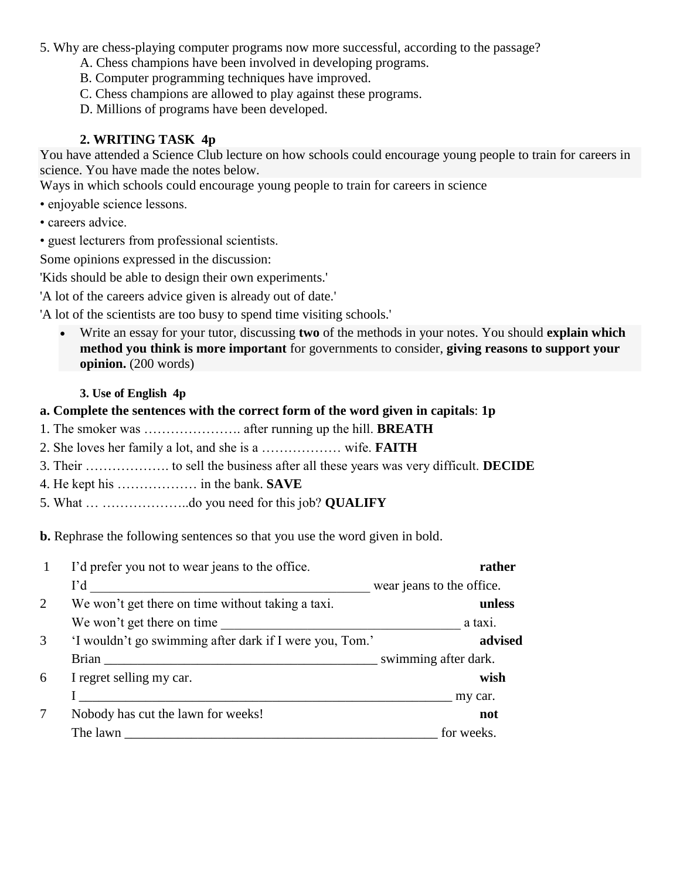5. Why are chess-playing computer programs now more successful, according to the passage?

A. Chess champions have been involved in developing programs.
B. Computer programming techniques have improved.
C. Chess champions are allowed to play against these programs.
D. Millions of programs have been developed.

**2. WRITING TASK 4p**

You have attended a Science Club lecture on how schools could encourage young people to train for careers in science. You have made the notes below.

Ways in which schools could encourage young people to train for careers in science

- enjoyable science lessons.
- careers advice.
- guest lecturers from professional scientists.

Some opinions expressed in the discussion:

'Kids should be able to design their own experiments.'

'A lot of the careers advice given is already out of date.'

'A lot of the scientists are too busy to spend time visiting schools.'

- Write an essay for your tutor, discussing **two** of the methods in your notes. You should **explain which method you think is more important** for governments to consider, **giving reasons to support your opinion.** (200 words)

**3. Use of English 4p**

**a. Complete the sentences with the correct form of the word given in capitals: 1p**

1. The smoker was …………………. after running up the hill. **BREATH**
2. She loves her family a lot, and she is a ……………… wife. **FAITH**
3. Their ………………. to sell the business after all these years was very difficult. **DECIDE**
4. He kept his ……………… in the bank. **SAVE**
5. What … ………………..do you need for this job? **QUALIFY**

**b.** Rephrase the following sentences so that you use the word given in bold.

| | | |
|---|---|---|
| 1 | I'd prefer you not to wear jeans to the office. | **rather** |
| | I'd __________________________________________ wear jeans to the office. | |
| 2 | We won't get there on time without taking a taxi. | **unless** |
| | We won't get there on time ____________________________________ a taxi. | |
| 3 | 'I wouldn't go swimming after dark if I were you, Tom.' | **advised** |
| | Brian __________________________________________ swimming after dark. | |
| 6 | I regret selling my car. | **wish** |
| | I __________________________________________________________ my car. | |
| 7 | Nobody has cut the lawn for weeks! | **not** |
| | The lawn _______________________________________________ for weeks. | |